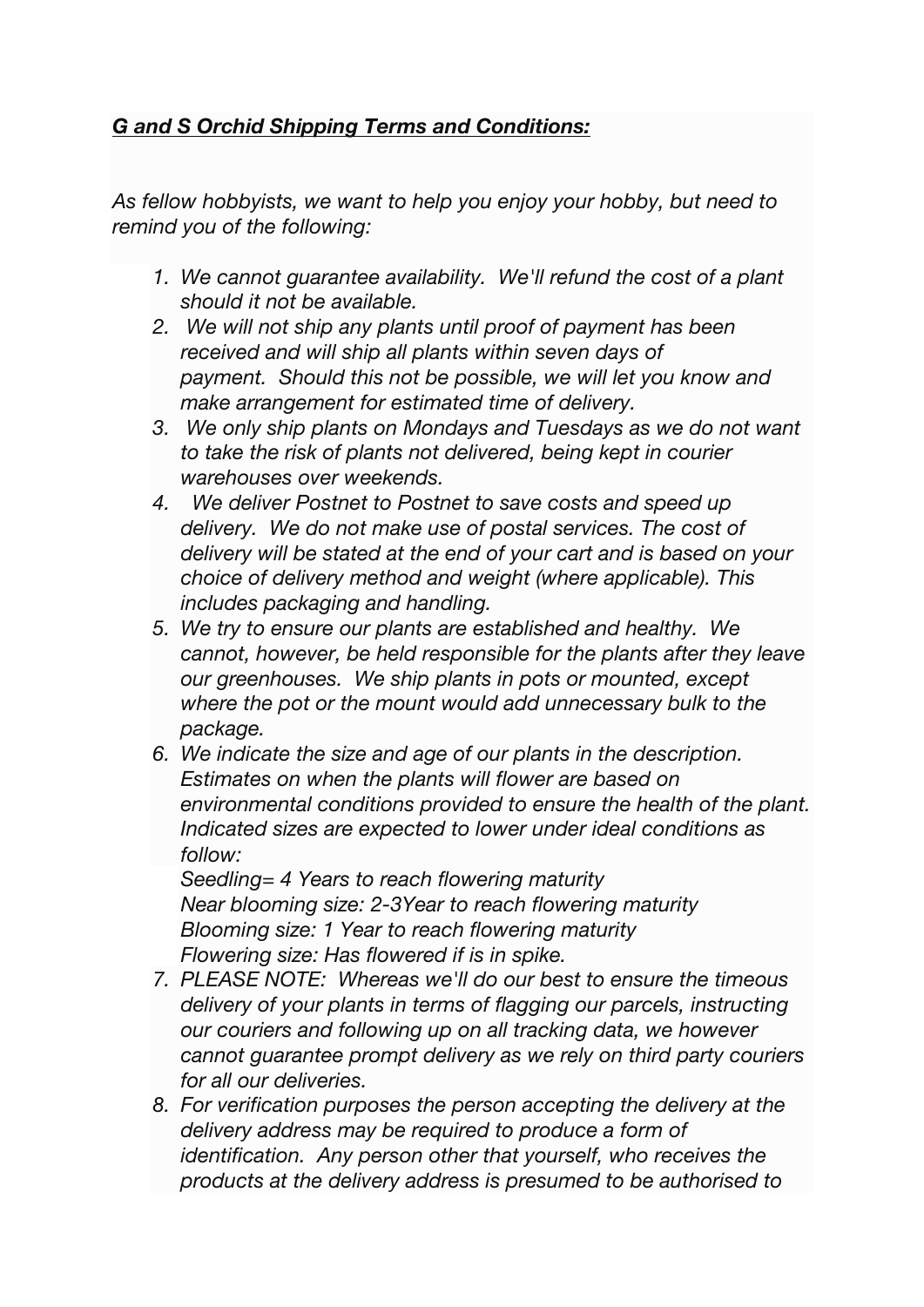***G and S Orchid Shipping Terms and Conditions:***

*As fellow hobbyists, we want to help you enjoy your hobby, but need to remind you of the following:*

1. *We cannot guarantee availability. We'll refund the cost of a plant should it not be available.*
2. *We will not ship any plants until proof of payment has been received and will ship all plants within seven days of payment. Should this not be possible, we will let you know and make arrangement for estimated time of delivery.*
3. *We only ship plants on Mondays and Tuesdays as we do not want to take the risk of plants not delivered, being kept in courier warehouses over weekends.*
4. *We deliver Postnet to Postnet to save costs and speed up delivery. We do not make use of postal services. The cost of delivery will be stated at the end of your cart and is based on your choice of delivery method and weight (where applicable). This includes packaging and handling.*
5. *We try to ensure our plants are established and healthy. We cannot, however, be held responsible for the plants after they leave our greenhouses. We ship plants in pots or mounted, except where the pot or the mount would add unnecessary bulk to the package.*
6. *We indicate the size and age of our plants in the description. Estimates on when the plants will flower are based on environmental conditions provided to ensure the health of the plant. Indicated sizes are expected to lower under ideal conditions as follow:*
   *Seedling= 4 Years to reach flowering maturity*
   *Near blooming size: 2-3Year to reach flowering maturity*
   *Blooming size: 1 Year to reach flowering maturity*
   *Flowering size: Has flowered if is in spike.*
7. *PLEASE NOTE: Whereas we'll do our best to ensure the timeous delivery of your plants in terms of flagging our parcels, instructing our couriers and following up on all tracking data, we however cannot guarantee prompt delivery as we rely on third party couriers for all our deliveries.*
8. *For verification purposes the person accepting the delivery at the delivery address may be required to produce a form of identification. Any person other that yourself, who receives the products at the delivery address is presumed to be authorised to*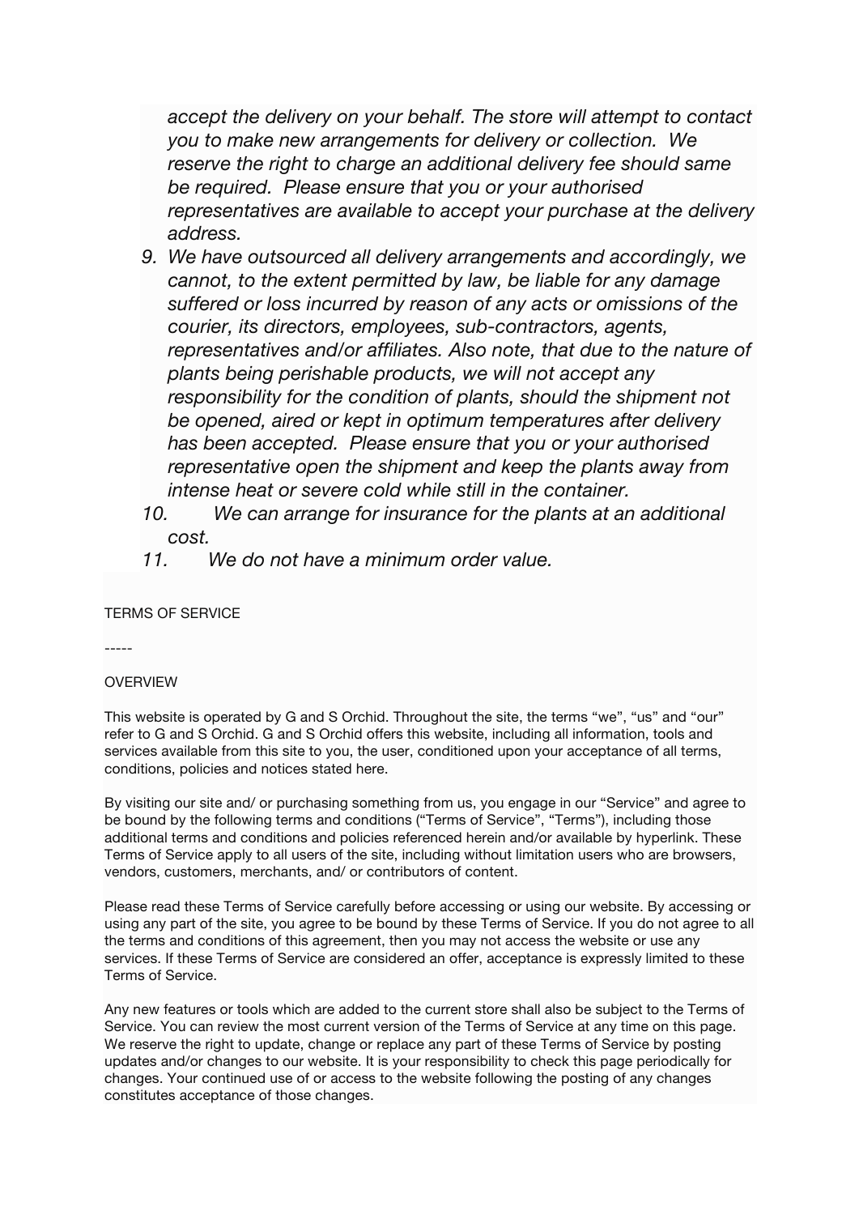*accept the delivery on your behalf. The store will attempt to contact you to make new arrangements for delivery or collection. We reserve the right to charge an additional delivery fee should same be required. Please ensure that you or your authorised representatives are available to accept your purchase at the delivery address.*

9. *We have outsourced all delivery arrangements and accordingly, we cannot, to the extent permitted by law, be liable for any damage suffered or loss incurred by reason of any acts or omissions of the courier, its directors, employees, sub-contractors, agents, representatives and/or affiliates. Also note, that due to the nature of plants being perishable products, we will not accept any responsibility for the condition of plants, should the shipment not be opened, aired or kept in optimum temperatures after delivery has been accepted. Please ensure that you or your authorised representative open the shipment and keep the plants away from intense heat or severe cold while still in the container.*
10. *We can arrange for insurance for the plants at an additional cost.*
11. *We do not have a minimum order value.*

TERMS OF SERVICE

-----

OVERVIEW

This website is operated by G and S Orchid. Throughout the site, the terms “we”, “us” and “our” refer to G and S Orchid. G and S Orchid offers this website, including all information, tools and services available from this site to you, the user, conditioned upon your acceptance of all terms, conditions, policies and notices stated here.

By visiting our site and/ or purchasing something from us, you engage in our “Service” and agree to be bound by the following terms and conditions (“Terms of Service”, “Terms”), including those additional terms and conditions and policies referenced herein and/or available by hyperlink. These Terms of Service apply to all users of the site, including without limitation users who are browsers, vendors, customers, merchants, and/ or contributors of content.

Please read these Terms of Service carefully before accessing or using our website. By accessing or using any part of the site, you agree to be bound by these Terms of Service. If you do not agree to all the terms and conditions of this agreement, then you may not access the website or use any services. If these Terms of Service are considered an offer, acceptance is expressly limited to these Terms of Service.

Any new features or tools which are added to the current store shall also be subject to the Terms of Service. You can review the most current version of the Terms of Service at any time on this page. We reserve the right to update, change or replace any part of these Terms of Service by posting updates and/or changes to our website. It is your responsibility to check this page periodically for changes. Your continued use of or access to the website following the posting of any changes constitutes acceptance of those changes.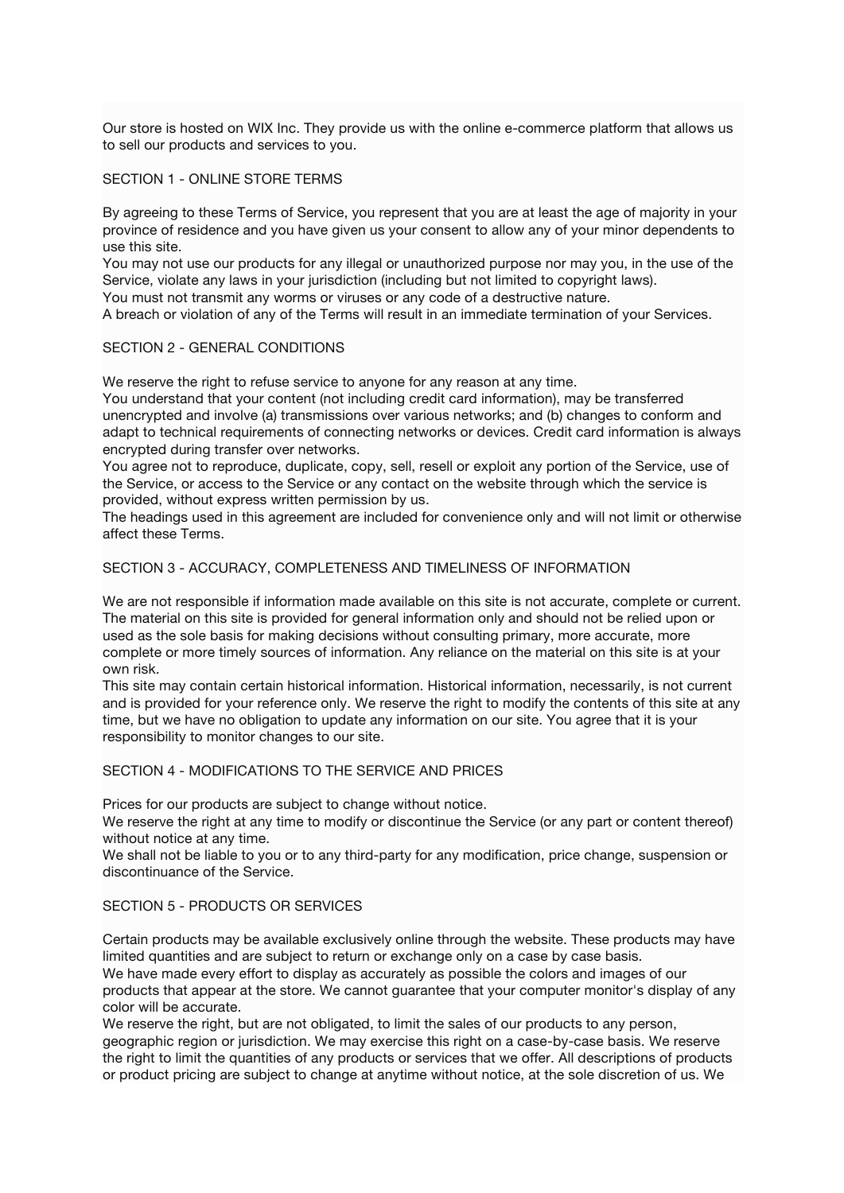Our store is hosted on WIX Inc. They provide us with the online e-commerce platform that allows us to sell our products and services to you.

## SECTION 1 - ONLINE STORE TERMS

By agreeing to these Terms of Service, you represent that you are at least the age of majority in your province of residence and you have given us your consent to allow any of your minor dependents to use this site.
You may not use our products for any illegal or unauthorized purpose nor may you, in the use of the Service, violate any laws in your jurisdiction (including but not limited to copyright laws).
You must not transmit any worms or viruses or any code of a destructive nature.
A breach or violation of any of the Terms will result in an immediate termination of your Services.

## SECTION 2 - GENERAL CONDITIONS

We reserve the right to refuse service to anyone for any reason at any time.
You understand that your content (not including credit card information), may be transferred unencrypted and involve (a) transmissions over various networks; and (b) changes to conform and adapt to technical requirements of connecting networks or devices. Credit card information is always encrypted during transfer over networks.
You agree not to reproduce, duplicate, copy, sell, resell or exploit any portion of the Service, use of the Service, or access to the Service or any contact on the website through which the service is provided, without express written permission by us.
The headings used in this agreement are included for convenience only and will not limit or otherwise affect these Terms.

## SECTION 3 - ACCURACY, COMPLETENESS AND TIMELINESS OF INFORMATION

We are not responsible if information made available on this site is not accurate, complete or current. The material on this site is provided for general information only and should not be relied upon or used as the sole basis for making decisions without consulting primary, more accurate, more complete or more timely sources of information. Any reliance on the material on this site is at your own risk.
This site may contain certain historical information. Historical information, necessarily, is not current and is provided for your reference only. We reserve the right to modify the contents of this site at any time, but we have no obligation to update any information on our site. You agree that it is your responsibility to monitor changes to our site.

## SECTION 4 - MODIFICATIONS TO THE SERVICE AND PRICES

Prices for our products are subject to change without notice.
We reserve the right at any time to modify or discontinue the Service (or any part or content thereof) without notice at any time.
We shall not be liable to you or to any third-party for any modification, price change, suspension or discontinuance of the Service.

## SECTION 5 - PRODUCTS OR SERVICES

Certain products may be available exclusively online through the website. These products may have limited quantities and are subject to return or exchange only on a case by case basis.
We have made every effort to display as accurately as possible the colors and images of our products that appear at the store. We cannot guarantee that your computer monitor's display of any color will be accurate.
We reserve the right, but are not obligated, to limit the sales of our products to any person, geographic region or jurisdiction. We may exercise this right on a case-by-case basis. We reserve the right to limit the quantities of any products or services that we offer. All descriptions of products or product pricing are subject to change at anytime without notice, at the sole discretion of us. We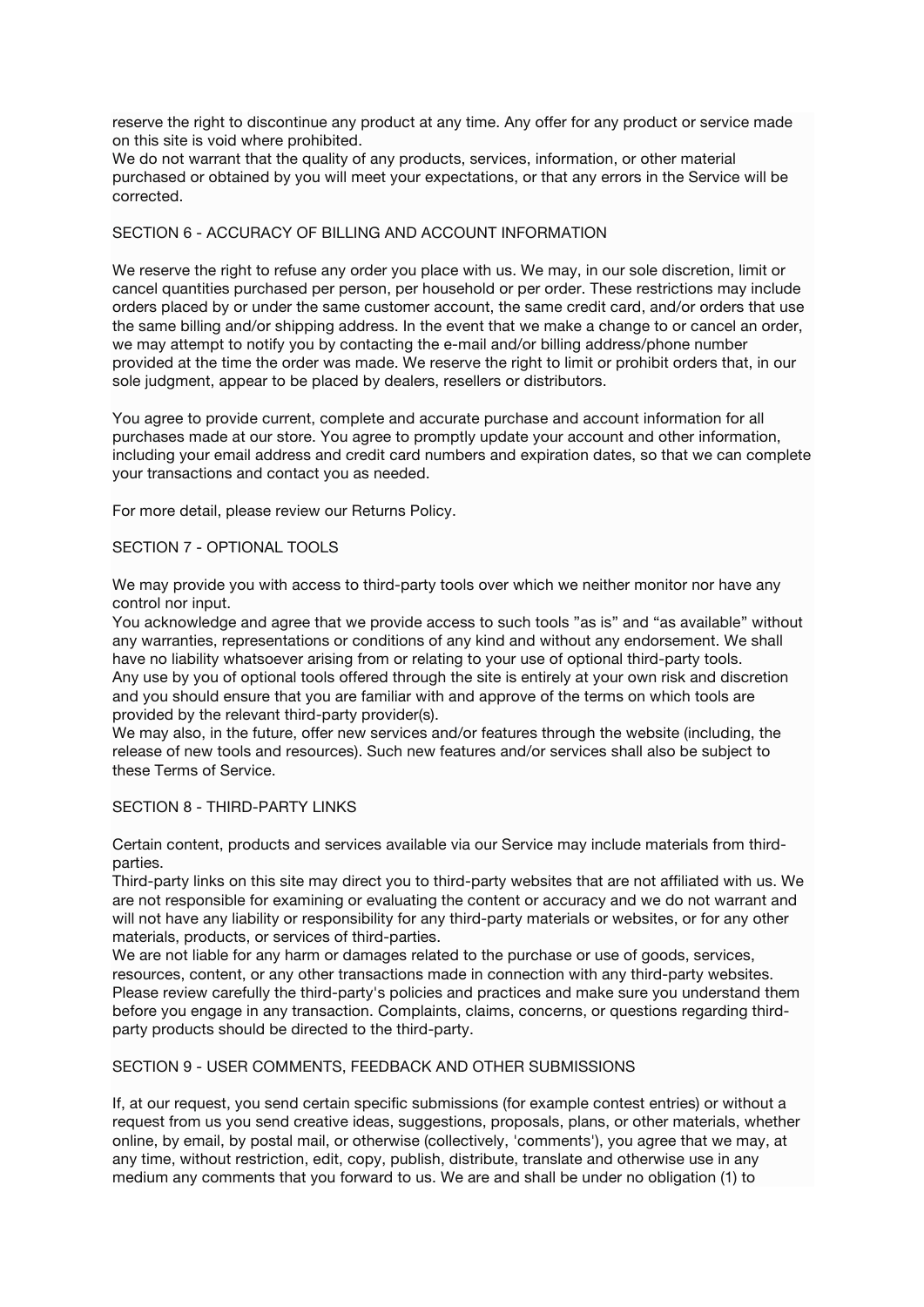reserve the right to discontinue any product at any time. Any offer for any product or service made on this site is void where prohibited.
We do not warrant that the quality of any products, services, information, or other material purchased or obtained by you will meet your expectations, or that any errors in the Service will be corrected.

## SECTION 6 - ACCURACY OF BILLING AND ACCOUNT INFORMATION

We reserve the right to refuse any order you place with us. We may, in our sole discretion, limit or cancel quantities purchased per person, per household or per order. These restrictions may include orders placed by or under the same customer account, the same credit card, and/or orders that use the same billing and/or shipping address. In the event that we make a change to or cancel an order, we may attempt to notify you by contacting the e-mail and/or billing address/phone number provided at the time the order was made. We reserve the right to limit or prohibit orders that, in our sole judgment, appear to be placed by dealers, resellers or distributors.

You agree to provide current, complete and accurate purchase and account information for all purchases made at our store. You agree to promptly update your account and other information, including your email address and credit card numbers and expiration dates, so that we can complete your transactions and contact you as needed.

For more detail, please review our Returns Policy.

## SECTION 7 - OPTIONAL TOOLS

We may provide you with access to third-party tools over which we neither monitor nor have any control nor input.
You acknowledge and agree that we provide access to such tools "as is" and "as available" without any warranties, representations or conditions of any kind and without any endorsement. We shall have no liability whatsoever arising from or relating to your use of optional third-party tools.
Any use by you of optional tools offered through the site is entirely at your own risk and discretion and you should ensure that you are familiar with and approve of the terms on which tools are provided by the relevant third-party provider(s).
We may also, in the future, offer new services and/or features through the website (including, the release of new tools and resources). Such new features and/or services shall also be subject to these Terms of Service.

## SECTION 8 - THIRD-PARTY LINKS

Certain content, products and services available via our Service may include materials from third-parties.
Third-party links on this site may direct you to third-party websites that are not affiliated with us. We are not responsible for examining or evaluating the content or accuracy and we do not warrant and will not have any liability or responsibility for any third-party materials or websites, or for any other materials, products, or services of third-parties.
We are not liable for any harm or damages related to the purchase or use of goods, services, resources, content, or any other transactions made in connection with any third-party websites. Please review carefully the third-party's policies and practices and make sure you understand them before you engage in any transaction. Complaints, claims, concerns, or questions regarding third-party products should be directed to the third-party.

## SECTION 9 - USER COMMENTS, FEEDBACK AND OTHER SUBMISSIONS

If, at our request, you send certain specific submissions (for example contest entries) or without a request from us you send creative ideas, suggestions, proposals, plans, or other materials, whether online, by email, by postal mail, or otherwise (collectively, 'comments'), you agree that we may, at any time, without restriction, edit, copy, publish, distribute, translate and otherwise use in any medium any comments that you forward to us. We are and shall be under no obligation (1) to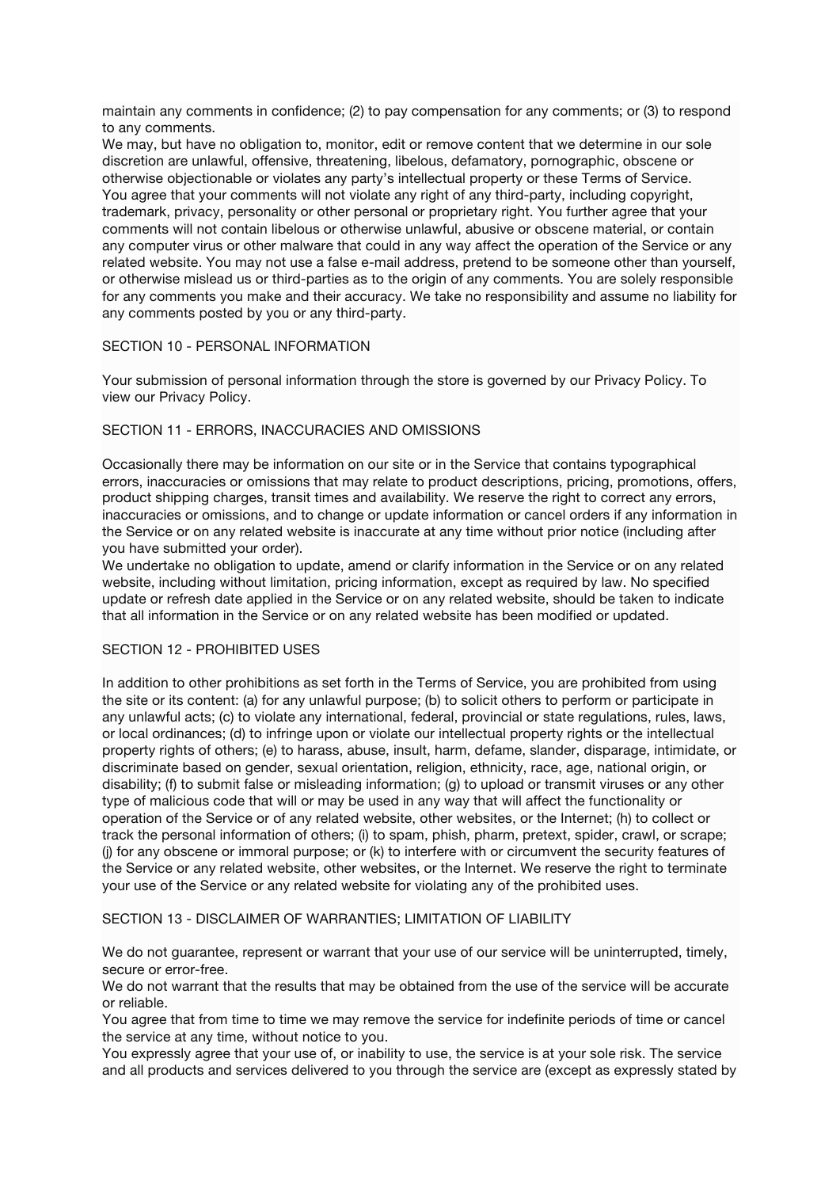maintain any comments in confidence; (2) to pay compensation for any comments; or (3) to respond to any comments.

We may, but have no obligation to, monitor, edit or remove content that we determine in our sole discretion are unlawful, offensive, threatening, libelous, defamatory, pornographic, obscene or otherwise objectionable or violates any party's intellectual property or these Terms of Service.

You agree that your comments will not violate any right of any third-party, including copyright, trademark, privacy, personality or other personal or proprietary right. You further agree that your comments will not contain libelous or otherwise unlawful, abusive or obscene material, or contain any computer virus or other malware that could in any way affect the operation of the Service or any related website. You may not use a false e-mail address, pretend to be someone other than yourself, or otherwise mislead us or third-parties as to the origin of any comments. You are solely responsible for any comments you make and their accuracy. We take no responsibility and assume no liability for any comments posted by you or any third-party.

## SECTION 10 - PERSONAL INFORMATION

Your submission of personal information through the store is governed by our Privacy Policy. To view our Privacy Policy.

## SECTION 11 - ERRORS, INACCURACIES AND OMISSIONS

Occasionally there may be information on our site or in the Service that contains typographical errors, inaccuracies or omissions that may relate to product descriptions, pricing, promotions, offers, product shipping charges, transit times and availability. We reserve the right to correct any errors, inaccuracies or omissions, and to change or update information or cancel orders if any information in the Service or on any related website is inaccurate at any time without prior notice (including after you have submitted your order).

We undertake no obligation to update, amend or clarify information in the Service or on any related website, including without limitation, pricing information, except as required by law. No specified update or refresh date applied in the Service or on any related website, should be taken to indicate that all information in the Service or on any related website has been modified or updated.

## SECTION 12 - PROHIBITED USES

In addition to other prohibitions as set forth in the Terms of Service, you are prohibited from using the site or its content: (a) for any unlawful purpose; (b) to solicit others to perform or participate in any unlawful acts; (c) to violate any international, federal, provincial or state regulations, rules, laws, or local ordinances; (d) to infringe upon or violate our intellectual property rights or the intellectual property rights of others; (e) to harass, abuse, insult, harm, defame, slander, disparage, intimidate, or discriminate based on gender, sexual orientation, religion, ethnicity, race, age, national origin, or disability; (f) to submit false or misleading information; (g) to upload or transmit viruses or any other type of malicious code that will or may be used in any way that will affect the functionality or operation of the Service or of any related website, other websites, or the Internet; (h) to collect or track the personal information of others; (i) to spam, phish, pharm, pretext, spider, crawl, or scrape; (j) for any obscene or immoral purpose; or (k) to interfere with or circumvent the security features of the Service or any related website, other websites, or the Internet. We reserve the right to terminate your use of the Service or any related website for violating any of the prohibited uses.

## SECTION 13 - DISCLAIMER OF WARRANTIES; LIMITATION OF LIABILITY

We do not guarantee, represent or warrant that your use of our service will be uninterrupted, timely, secure or error-free.

We do not warrant that the results that may be obtained from the use of the service will be accurate or reliable.

You agree that from time to time we may remove the service for indefinite periods of time or cancel the service at any time, without notice to you.

You expressly agree that your use of, or inability to use, the service is at your sole risk. The service and all products and services delivered to you through the service are (except as expressly stated by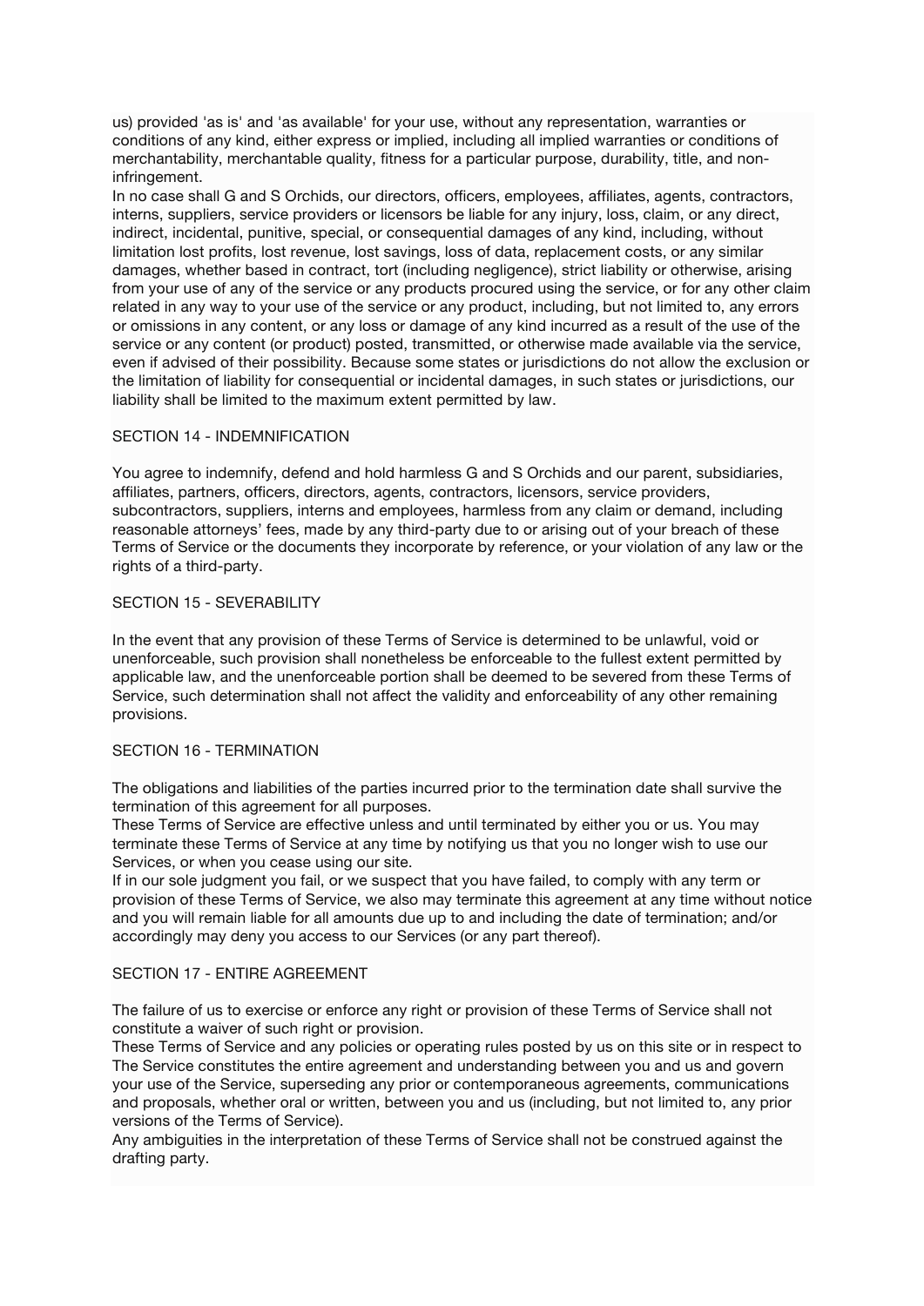us) provided 'as is' and 'as available' for your use, without any representation, warranties or conditions of any kind, either express or implied, including all implied warranties or conditions of merchantability, merchantable quality, fitness for a particular purpose, durability, title, and non-infringement.

In no case shall G and S Orchids, our directors, officers, employees, affiliates, agents, contractors, interns, suppliers, service providers or licensors be liable for any injury, loss, claim, or any direct, indirect, incidental, punitive, special, or consequential damages of any kind, including, without limitation lost profits, lost revenue, lost savings, loss of data, replacement costs, or any similar damages, whether based in contract, tort (including negligence), strict liability or otherwise, arising from your use of any of the service or any products procured using the service, or for any other claim related in any way to your use of the service or any product, including, but not limited to, any errors or omissions in any content, or any loss or damage of any kind incurred as a result of the use of the service or any content (or product) posted, transmitted, or otherwise made available via the service, even if advised of their possibility. Because some states or jurisdictions do not allow the exclusion or the limitation of liability for consequential or incidental damages, in such states or jurisdictions, our liability shall be limited to the maximum extent permitted by law.

## SECTION 14 - INDEMNIFICATION

You agree to indemnify, defend and hold harmless G and S Orchids and our parent, subsidiaries, affiliates, partners, officers, directors, agents, contractors, licensors, service providers, subcontractors, suppliers, interns and employees, harmless from any claim or demand, including reasonable attorneys' fees, made by any third-party due to or arising out of your breach of these Terms of Service or the documents they incorporate by reference, or your violation of any law or the rights of a third-party.

## SECTION 15 - SEVERABILITY

In the event that any provision of these Terms of Service is determined to be unlawful, void or unenforceable, such provision shall nonetheless be enforceable to the fullest extent permitted by applicable law, and the unenforceable portion shall be deemed to be severed from these Terms of Service, such determination shall not affect the validity and enforceability of any other remaining provisions.

## SECTION 16 - TERMINATION

The obligations and liabilities of the parties incurred prior to the termination date shall survive the termination of this agreement for all purposes.

These Terms of Service are effective unless and until terminated by either you or us. You may terminate these Terms of Service at any time by notifying us that you no longer wish to use our Services, or when you cease using our site.

If in our sole judgment you fail, or we suspect that you have failed, to comply with any term or provision of these Terms of Service, we also may terminate this agreement at any time without notice and you will remain liable for all amounts due up to and including the date of termination; and/or accordingly may deny you access to our Services (or any part thereof).

## SECTION 17 - ENTIRE AGREEMENT

The failure of us to exercise or enforce any right or provision of these Terms of Service shall not constitute a waiver of such right or provision.

These Terms of Service and any policies or operating rules posted by us on this site or in respect to The Service constitutes the entire agreement and understanding between you and us and govern your use of the Service, superseding any prior or contemporaneous agreements, communications and proposals, whether oral or written, between you and us (including, but not limited to, any prior versions of the Terms of Service).

Any ambiguities in the interpretation of these Terms of Service shall not be construed against the drafting party.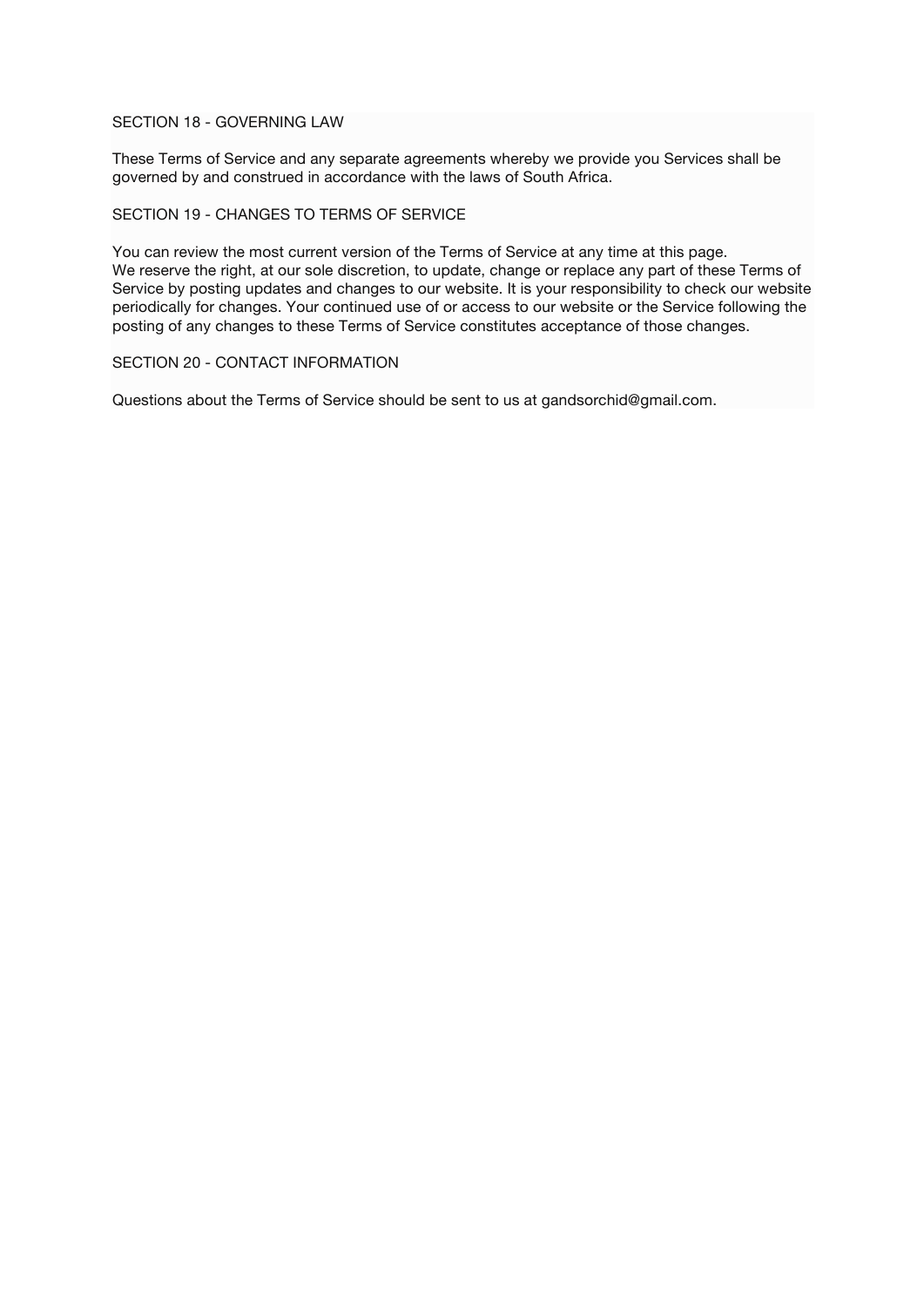## SECTION 18 - GOVERNING LAW

These Terms of Service and any separate agreements whereby we provide you Services shall be governed by and construed in accordance with the laws of South Africa.

## SECTION 19 - CHANGES TO TERMS OF SERVICE

You can review the most current version of the Terms of Service at any time at this page.
We reserve the right, at our sole discretion, to update, change or replace any part of these Terms of Service by posting updates and changes to our website. It is your responsibility to check our website periodically for changes. Your continued use of or access to our website or the Service following the posting of any changes to these Terms of Service constitutes acceptance of those changes.

## SECTION 20 - CONTACT INFORMATION

Questions about the Terms of Service should be sent to us at gandsorchid@gmail.com.